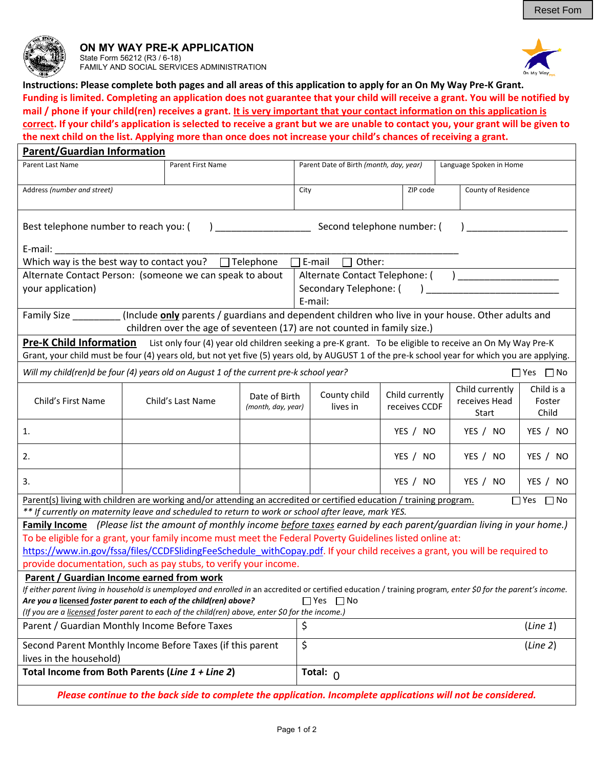Reset Fom

# ON MY WAY PRE-K APPLICATION

State Form 56212 (R3 / 6-18)
FAMILY AND SOCIAL SERVICES ADMINISTRATION

**Instructions: Please complete both pages and all areas of this application to apply for an On My Way Pre-K Grant.**

**Funding is limited. Completing an application does not guarantee that your child will receive a grant. You will be notified by mail / phone if your child(ren) receives a grant. It is very important that your contact information on this application is correct. If your child's application is selected to receive a grant but we are unable to contact you, your grant will be given to the next child on the list. Applying more than once does not increase your child's chances of receiving a grant.**

## Parent/Guardian Information

| Parent Last Name | Parent First Name | Parent Date of Birth *(month, day, year)* | Language Spoken in Home |
|---|---|---|---|
| | | | |

| Address *(number and street)* | City | ZIP code | County of Residence |
|---|---|---|---|
| | | | |

Best telephone number to reach you: (      ) __________________ Second telephone number: (      ) ___________________

E-mail: ____________________________________________________________________________

Which way is the best way to contact you? ☐ Telephone ☐ E-mail ☐ Other:

| Alternate Contact Person: (someone we can speak to about your application) | Alternate Contact Telephone: (      ) ___________________<br>Secondary Telephone: (      ) _________________________<br>E-mail: |
|---|---|

Family Size _________ (Include **only** parents / guardians and dependent children who live in your house. Other adults and children over the age of seventeen (17) are not counted in family size.)

## Pre-K Child Information

List only four (4) year old children seeking a pre-K grant. To be eligible to receive an On My Way Pre-K Grant, your child must be four (4) years old, but not yet five (5) years old, by AUGUST 1 of the pre-k school year for which you are applying.

*Will my child(ren)d be four (4) years old on August 1 of the current pre-k school year?* ☐ Yes ☐ No

| Child's First Name | Child's Last Name | Date of Birth *(month, day, year)* | County child lives in | Child currently receives CCDF | Child currently receives Head Start | Child is a Foster Child |
|---|---|---|---|---|---|---|
| 1. | | | | YES / NO | YES / NO | YES / NO |
| 2. | | | | YES / NO | YES / NO | YES / NO |
| 3. | | | | YES / NO | YES / NO | YES / NO |

Parent(s) living with children are working and/or attending an accredited or certified education / training program. ☐ Yes ☐ No

*** If currently on maternity leave and scheduled to return to work or school after leave, mark YES.*

## Family Income

*(Please list the amount of monthly income before taxes earned by each parent/guardian living in your home.)*

To be eligible for a grant, your family income must meet the Federal Poverty Guidelines listed online at: https://www.in.gov/fssa/files/CCDFSlidingFeeSchedule_withCopay.pdf. If your child receives a grant, you will be required to provide documentation, such as pay stubs, to verify your income.

### Parent / Guardian Income earned from work

*If either parent living in household is unemployed and enrolled in* an accredited or certified education / training program, *enter $0 for the parent's income.*

***Are you a licensed foster parent to each of the child(ren) above?*** ☐ Yes ☐ No

*(If you are a licensed foster parent to each of the child(ren) above, enter $0 for the income.)*

| | | |
|---|---|---|
| Parent / Guardian Monthly Income Before Taxes | $ | *(Line 1)* |
| Second Parent Monthly Income Before Taxes (if this parent lives in the household) | $ | *(Line 2)* |
| **Total Income from Both Parents (*Line 1 + Line 2*)** | **Total:** 0 | |

***Please continue to the back side to complete the application. Incomplete applications will not be considered.***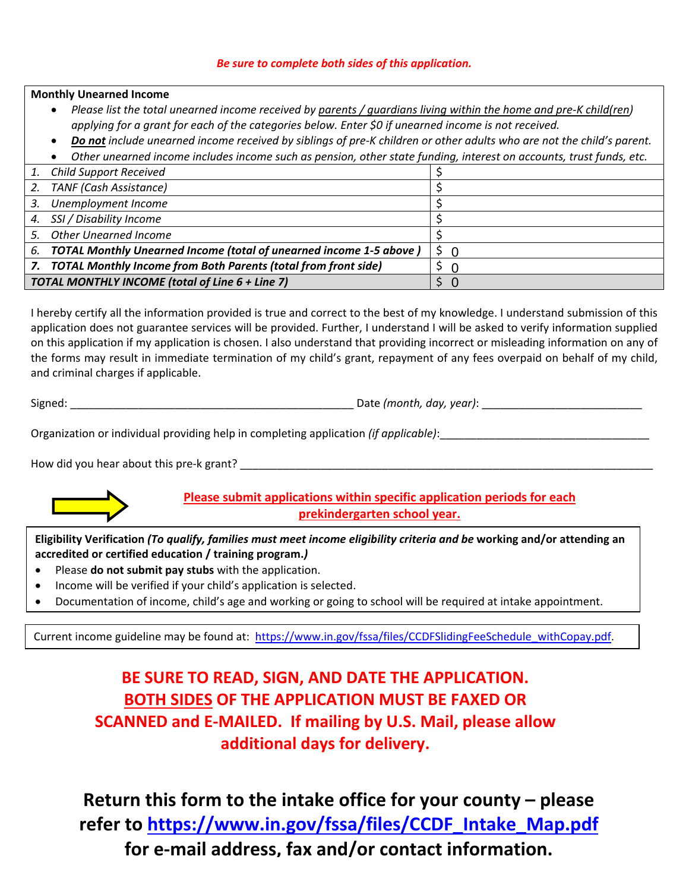*Be sure to complete both sides of this application.*

| | |
|---|---|
| **Monthly Unearned Income**<br>• *Please list the total unearned income received by parents / guardians living within the home and pre-K child(ren) applying for a grant for each of the categories below. Enter $0 if unearned income is not received.*<br>• ***Do not*** *include unearned income received by siblings of pre-K children or other adults who are not the child's parent.*<br>• *Other unearned income includes income such as pension, other state funding, interest on accounts, trust funds, etc.* | |
| *1. Child Support Received* | $ |
| *2. TANF (Cash Assistance)* | $ |
| *3. Unemployment Income* | $ |
| *4. SSI / Disability Income* | $ |
| *5. Other Unearned Income* | $ |
| *6.* ***TOTAL Monthly Unearned Income (total of unearned income 1-5 above )*** | $ 0 |
| ***7. TOTAL Monthly Income from Both Parents (total from front side)*** | $ 0 |
| ***TOTAL MONTHLY INCOME (total of Line 6 + Line 7)*** | $ 0 |

I hereby certify all the information provided is true and correct to the best of my knowledge. I understand submission of this application does not guarantee services will be provided. Further, I understand I will be asked to verify information supplied on this application if my application is chosen. I also understand that providing incorrect or misleading information on any of the forms may result in immediate termination of my child's grant, repayment of any fees overpaid on behalf of my child, and criminal charges if applicable.

Signed: _______________________________________________ Date *(month, day, year)*: __________________________

Organization or individual providing help in completing application *(if applicable)*:__________________________________

How did you hear about this pre-k grant? ______________________________________________________________________

**Please submit applications within specific application periods for each prekindergarten school year.**

**Eligibility Verification** ***(To qualify, families must meet income eligibility criteria and be*** **working and/or attending an accredited or certified education / training program.*)***

- Please **do not submit pay stubs** with the application.
- Income will be verified if your child's application is selected.
- Documentation of income, child's age and working or going to school will be required at intake appointment.

Current income guideline may be found at: https://www.in.gov/fssa/files/CCDFSlidingFeeSchedule_withCopay.pdf.

**BE SURE TO READ, SIGN, AND DATE THE APPLICATION. BOTH SIDES OF THE APPLICATION MUST BE FAXED OR SCANNED and E-MAILED. If mailing by U.S. Mail, please allow additional days for delivery.**

**Return this form to the intake office for your county – please refer to https://www.in.gov/fssa/files/CCDF_Intake_Map.pdf for e-mail address, fax and/or contact information.**